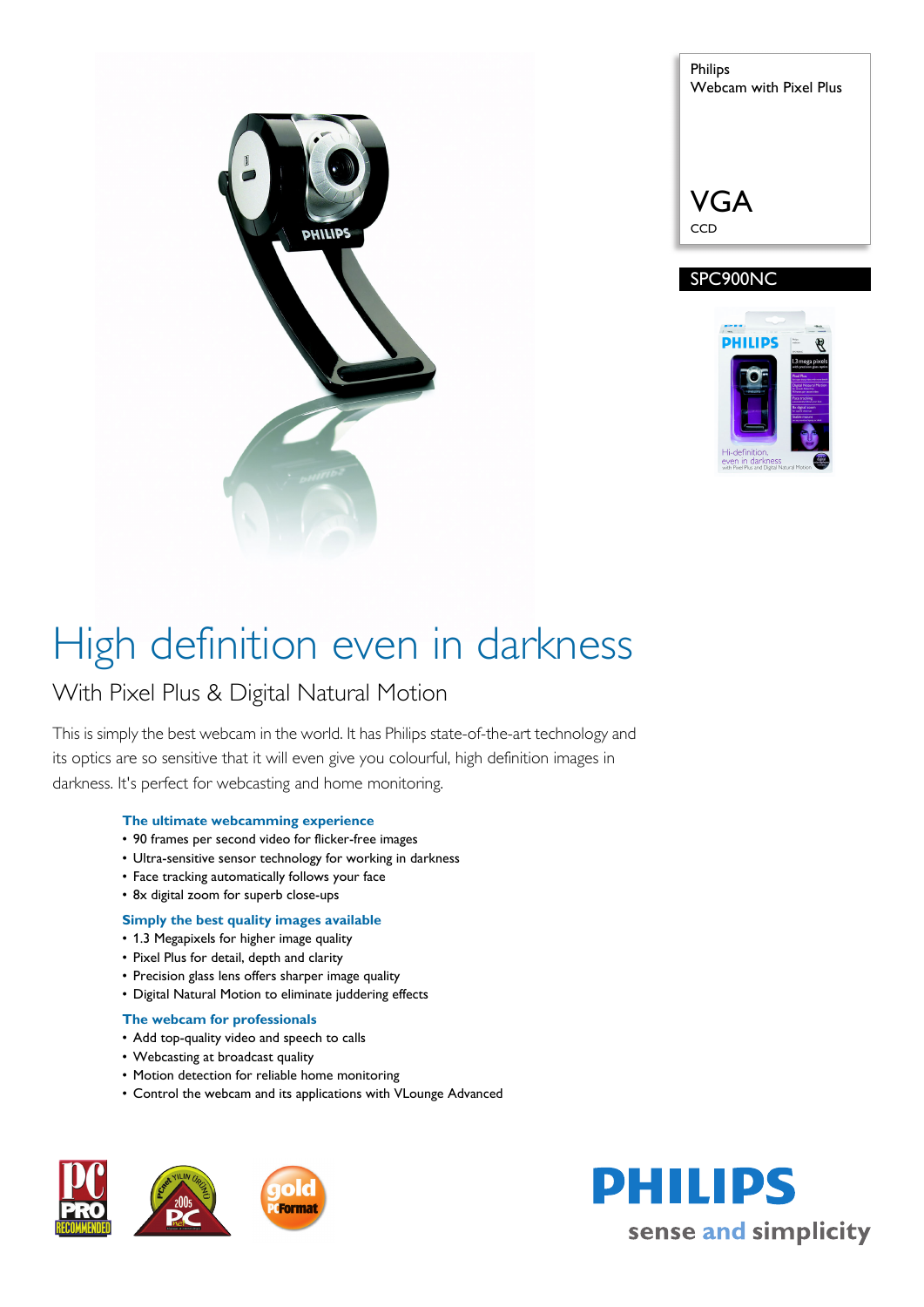Philips
Webcam with Pixel Plus

VGA
CCD

SPC900NC

# High definition even in darkness

## With Pixel Plus & Digital Natural Motion

This is simply the best webcam in the world. It has Philips state-of-the-art technology and its optics are so sensitive that it will even give you colourful, high definition images in darkness. It's perfect for webcasting and home monitoring.

### The ultimate webcamming experience

- 90 frames per second video for flicker-free images
- Ultra-sensitive sensor technology for working in darkness
- Face tracking automatically follows your face
- 8x digital zoom for superb close-ups

### Simply the best quality images available

- 1.3 Megapixels for higher image quality
- Pixel Plus for detail, depth and clarity
- Precision glass lens offers sharper image quality
- Digital Natural Motion to eliminate juddering effects

### The webcam for professionals

- Add top-quality video and speech to calls
- Webcasting at broadcast quality
- Motion detection for reliable home monitoring
- Control the webcam and its applications with VLounge Advanced

PHILIPS
sense and simplicity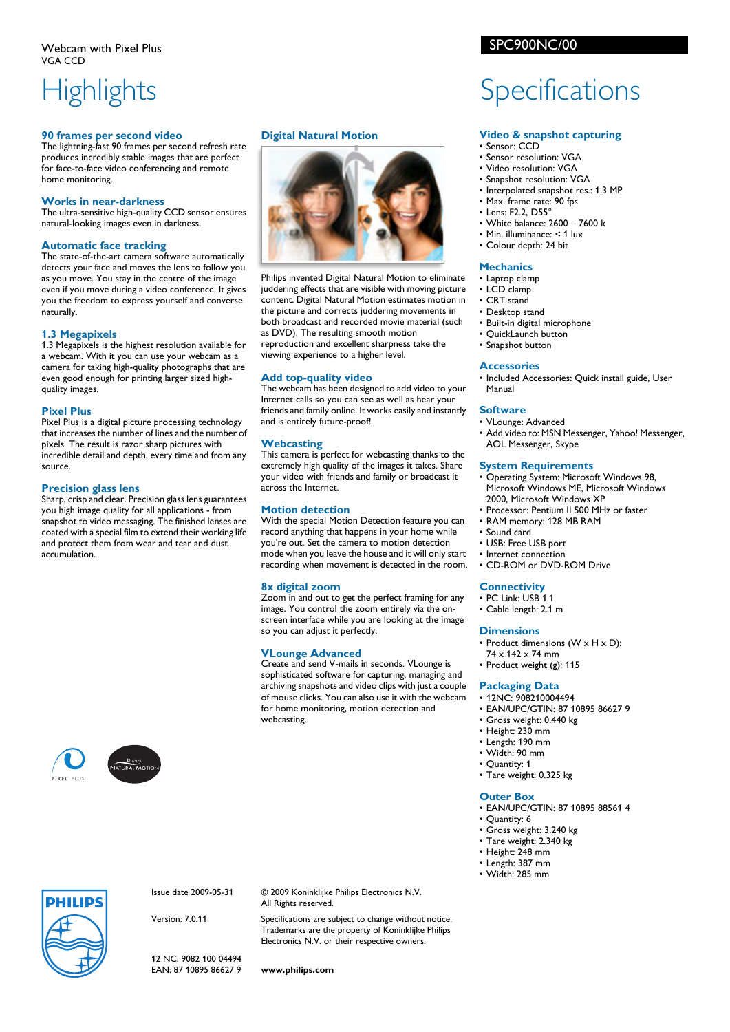Webcam with Pixel Plus
VGA CCD

SPC900NC/00

# Highlights

## 90 frames per second video

The lightning-fast 90 frames per second refresh rate produces incredibly stable images that are perfect for face-to-face video conferencing and remote home monitoring.

## Works in near-darkness

The ultra-sensitive high-quality CCD sensor ensures natural-looking images even in darkness.

## Automatic face tracking

The state-of-the-art camera software automatically detects your face and moves the lens to follow you as you move. You stay in the centre of the image even if you move during a video conference. It gives you the freedom to express yourself and converse naturally.

## 1.3 Megapixels

1.3 Megapixels is the highest resolution available for a webcam. With it you can use your webcam as a camera for taking high-quality photographs that are even good enough for printing larger sized high-quality images.

## Pixel Plus

Pixel Plus is a digital picture processing technology that increases the number of lines and the number of pixels. The result is razor sharp pictures with incredible detail and depth, every time and from any source.

## Precision glass lens

Sharp, crisp and clear. Precision glass lens guarantees you high image quality for all applications - from snapshot to video messaging. The finished lenses are coated with a special film to extend their working life and protect them from wear and tear and dust accumulation.

## Digital Natural Motion

Philips invented Digital Natural Motion to eliminate juddering effects that are visible with moving picture content. Digital Natural Motion estimates motion in the picture and corrects juddering movements in both broadcast and recorded movie material (such as DVD). The resulting smooth motion reproduction and excellent sharpness take the viewing experience to a higher level.

## Add top-quality video

The webcam has been designed to add video to your Internet calls so you can see as well as hear your friends and family online. It works easily and instantly and is entirely future-proof!

## Webcasting

This camera is perfect for webcasting thanks to the extremely high quality of the images it takes. Share your video with friends and family or broadcast it across the Internet.

## Motion detection

With the special Motion Detection feature you can record anything that happens in your home while you're out. Set the camera to motion detection mode when you leave the house and it will only start recording when movement is detected in the room.

## 8x digital zoom

Zoom in and out to get the perfect framing for any image. You control the zoom entirely via the on-screen interface while you are looking at the image so you can adjust it perfectly.

## VLounge Advanced

Create and send V-mails in seconds. VLounge is sophisticated software for capturing, managing and archiving snapshots and video clips with just a couple of mouse clicks. You can also use it with the webcam for home monitoring, motion detection and webcasting.

# Specifications

## Video & snapshot capturing

- Sensor: CCD
- Sensor resolution: VGA
- Video resolution: VGA
- Snapshot resolution: VGA
- Interpolated snapshot res.: 1.3 MP
- Max. frame rate: 90 fps
- Lens: F2.2, D55°
- White balance: 2600 – 7600 k
- Min. illuminance: < 1 lux
- Colour depth: 24 bit

## Mechanics

- Laptop clamp
- LCD clamp
- CRT stand
- Desktop stand
- Built-in digital microphone
- QuickLaunch button
- Snapshot button

## Accessories

- Included Accessories: Quick install guide, User Manual

## Software

- VLounge: Advanced
- Add video to: MSN Messenger, Yahoo! Messenger, AOL Messenger, Skype

## System Requirements

- Operating System: Microsoft Windows 98, Microsoft Windows ME, Microsoft Windows 2000, Microsoft Windows XP
- Processor: Pentium II 500 MHz or faster
- RAM memory: 128 MB RAM
- Sound card
- USB: Free USB port
- Internet connection
- CD-ROM or DVD-ROM Drive

## Connectivity

- PC Link: USB 1.1
- Cable length: 2.1 m

## Dimensions

- Product dimensions (W x H x D): 74 x 142 x 74 mm
- Product weight (g): 115

## Packaging Data

- 12NC: 908210004494
- EAN/UPC/GTIN: 87 10895 86627 9
- Gross weight: 0.440 kg
- Height: 230 mm
- Length: 190 mm
- Width: 90 mm
- Quantity: 1
- Tare weight: 0.325 kg

## Outer Box

- EAN/UPC/GTIN: 87 10895 88561 4
- Quantity: 6
- Gross weight: 3.240 kg
- Tare weight: 2.340 kg
- Height: 248 mm
- Length: 387 mm
- Width: 285 mm

Issue date 2009-05-31

Version: 7.0.11

12 NC: 9082 100 04494
EAN: 87 10895 86627 9

© 2009 Koninklijke Philips Electronics N.V.
All Rights reserved.

Specifications are subject to change without notice. Trademarks are the property of Koninklijke Philips Electronics N.V. or their respective owners.

www.philips.com